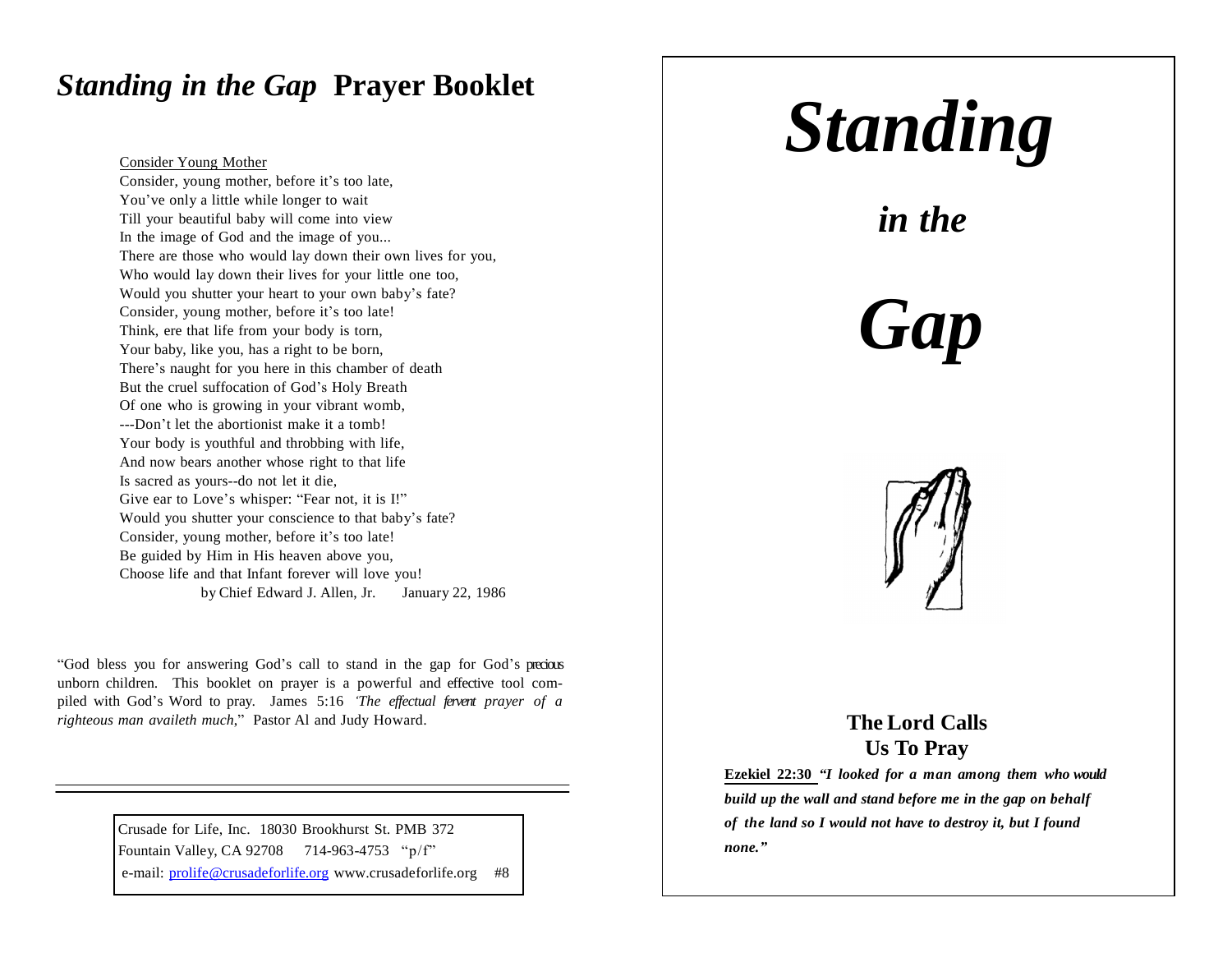# *Standing in the Gap* Prayer Booklet

Consider Young Mother

Consider, young mother, before it's too late,
You've only a little while longer to wait
Till your beautiful baby will come into view
In the image of God and the image of you...
There are those who would lay down their own lives for you,
Who would lay down their lives for your little one too,
Would you shutter your heart to your own baby's fate?
Consider, young mother, before it's too late!
Think, ere that life from your body is torn,
Your baby, like you, has a right to be born,
There's naught for you here in this chamber of death
But the cruel suffocation of God's Holy Breath
Of one who is growing in your vibrant womb,
---Don't let the abortionist make it a tomb!
Your body is youthful and throbbing with life,
And now bears another whose right to that life
Is sacred as yours--do not let it die,
Give ear to Love's whisper: "Fear not, it is I!"
Would you shutter your conscience to that baby's fate?
Consider, young mother, before it's too late!
Be guided by Him in His heaven above you,
Choose life and that Infant forever will love you!

by Chief Edward J. Allen, Jr. January 22, 1986

"God bless you for answering God's call to stand in the gap for God's precious unborn children. This booklet on prayer is a powerful and effective tool compiled with God's Word to pray. James 5:16 *'The effectual fervent prayer of a righteous man availeth much*," Pastor Al and Judy Howard.

---

Crusade for Life, Inc. 18030 Brookhurst St. PMB 372
Fountain Valley, CA 92708 714-963-4753 "p/f"
e-mail: prolife@crusadeforlife.org www.crusadeforlife.org #8

# *Standing*

## *in the*

# *Gap*

### The Lord Calls Us To Pray

**Ezekiel 22:30** ***"I looked for a man among them who would build up the wall and stand before me in the gap on behalf of the land so I would not have to destroy it, but I found none."***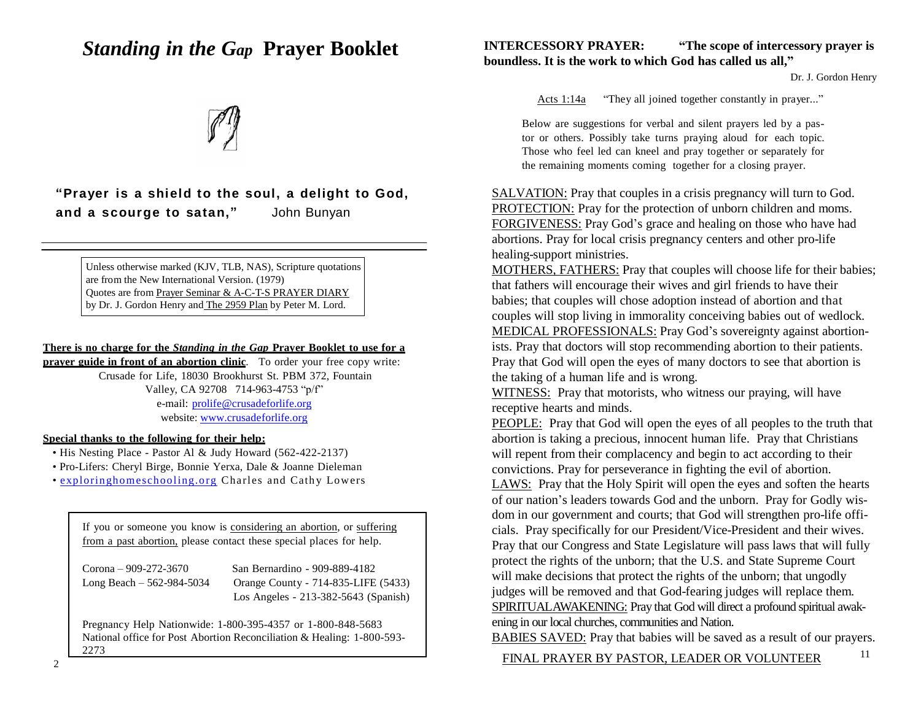# *Standing in the Gap* Prayer Booklet

**"Prayer is a shield to the soul, a delight to God, and a scourge to satan,"** John Bunyan

---

Unless otherwise marked (KJV, TLB, NAS), Scripture quotations are from the New International Version. (1979)
Quotes are from Prayer Seminar & A-C-T-S PRAYER DIARY by Dr. J. Gordon Henry and The 2959 Plan by Peter M. Lord.

**There is no charge for the *Standing in the Gap* Prayer Booklet to use for a prayer guide in front of an abortion clinic**. To order your free copy write:

Crusade for Life, 18030 Brookhurst St. PBM 372, Fountain Valley, CA 92708 714-963-4753 "p/f"
e-mail: prolife@crusadeforlife.org
website: www.crusadeforlife.org

**Special thanks to the following for their help:**

- His Nesting Place - Pastor Al & Judy Howard (562-422-2137)
- Pro-Lifers: Cheryl Birge, Bonnie Yerxa, Dale & Joanne Dieleman
- exploringhomeschooling.org Charles and Cathy Lowers

If you or someone you know is considering an abortion, or suffering from a past abortion, please contact these special places for help.

| | |
|---|---|
| Corona – 909-272-3670 | San Bernardino - 909-889-4182 |
| Long Beach – 562-984-5034 | Orange County - 714-835-LIFE (5433) |
| | Los Angeles - 213-382-5643 (Spanish) |

Pregnancy Help Nationwide: 1-800-395-4357 or 1-800-848-5683
National office for Post Abortion Reconciliation & Healing: 1-800-593-2273

**INTERCESSORY PRAYER: "The scope of intercessory prayer is boundless. It is the work to which God has called us all,"**

Dr. J. Gordon Henry

Acts 1:14a "They all joined together constantly in prayer..."

Below are suggestions for verbal and silent prayers led by a pastor or others. Possibly take turns praying aloud for each topic. Those who feel led can kneel and pray together or separately for the remaining moments coming together for a closing prayer.

SALVATION: Pray that couples in a crisis pregnancy will turn to God.
PROTECTION: Pray for the protection of unborn children and moms.
FORGIVENESS: Pray God's grace and healing on those who have had abortions. Pray for local crisis pregnancy centers and other pro-life healing-support ministries.
MOTHERS, FATHERS: Pray that couples will choose life for their babies; that fathers will encourage their wives and girl friends to have their babies; that couples will chose adoption instead of abortion and that couples will stop living in immorality conceiving babies out of wedlock.
MEDICAL PROFESSIONALS: Pray God's sovereignty against abortionists. Pray that doctors will stop recommending abortion to their patients. Pray that God will open the eyes of many doctors to see that abortion is the taking of a human life and is wrong.
WITNESS: Pray that motorists, who witness our praying, will have receptive hearts and minds.
PEOPLE: Pray that God will open the eyes of all peoples to the truth that abortion is taking a precious, innocent human life. Pray that Christians will repent from their complacency and begin to act according to their convictions. Pray for perseverance in fighting the evil of abortion.
LAWS: Pray that the Holy Spirit will open the eyes and soften the hearts of our nation's leaders towards God and the unborn. Pray for Godly wisdom in our government and courts; that God will strengthen pro-life officials. Pray specifically for our President/Vice-President and their wives. Pray that our Congress and State Legislature will pass laws that will fully protect the rights of the unborn; that the U.S. and State Supreme Court will make decisions that protect the rights of the unborn; that ungodly judges will be removed and that God-fearing judges will replace them.
SPIRITUAL AWAKENING: Pray that God will direct a profound spiritual awakening in our local churches, communities and Nation.
BABIES SAVED: Pray that babies will be saved as a result of our prayers.

FINAL PRAYER BY PASTOR, LEADER OR VOLUNTEER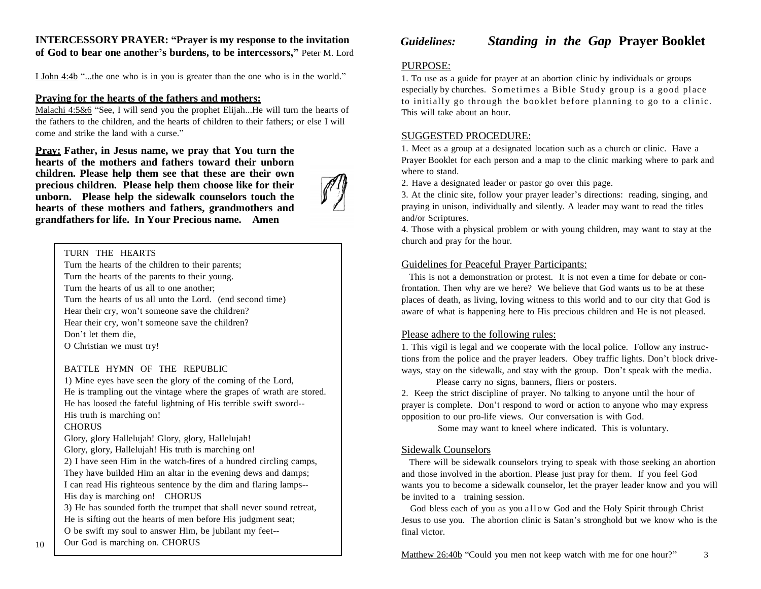**INTERCESSORY PRAYER: "Prayer is my response to the invitation of God to bear one another's burdens, to be intercessors,"** Peter M. Lord

I John 4:4b "...the one who is in you is greater than the one who is in the world."

## Praying for the hearts of the fathers and mothers:

Malachi 4:5&6 "See, I will send you the prophet Elijah...He will turn the hearts of the fathers to the children, and the hearts of children to their fathers; or else I will come and strike the land with a curse."

**Pray: Father, in Jesus name, we pray that You turn the hearts of the mothers and fathers toward their unborn children. Please help them see that these are their own precious children. Please help them choose like for their unborn. Please help the sidewalk counselors touch the hearts of these mothers and fathers, grandmothers and grandfathers for life. In Your Precious name. Amen**

TURN THE HEARTS

Turn the hearts of the children to their parents;
Turn the hearts of the parents to their young.
Turn the hearts of us all to one another;
Turn the hearts of us all unto the Lord. (end second time)
Hear their cry, won't someone save the children?
Hear their cry, won't someone save the children?
Don't let them die,
O Christian we must try!

BATTLE HYMN OF THE REPUBLIC

1) Mine eyes have seen the glory of the coming of the Lord,
He is trampling out the vintage where the grapes of wrath are stored.
He has loosed the fateful lightning of His terrible swift sword--
His truth is marching on!

CHORUS

Glory, glory Hallelujah! Glory, glory, Hallelujah!
Glory, glory, Hallelujah! His truth is marching on!

2) I have seen Him in the watch-fires of a hundred circling camps,
They have builded Him an altar in the evening dews and damps;
I can read His righteous sentence by the dim and flaring lamps--
His day is marching on! CHORUS

3) He has sounded forth the trumpet that shall never sound retreat,
He is sifting out the hearts of men before His judgment seat;
O be swift my soul to answer Him, be jubilant my feet--
Our God is marching on. CHORUS

# *Guidelines:* *Standing in the Gap* Prayer Booklet

## PURPOSE:

1. To use as a guide for prayer at an abortion clinic by individuals or groups especially by churches. Sometimes a Bible Study group is a good place to initially go through the booklet before planning to go to a clinic. This will take about an hour.

## SUGGESTED PROCEDURE:

1. Meet as a group at a designated location such as a church or clinic. Have a Prayer Booklet for each person and a map to the clinic marking where to park and where to stand.
2. Have a designated leader or pastor go over this page.
3. At the clinic site, follow your prayer leader's directions: reading, singing, and praying in unison, individually and silently. A leader may want to read the titles and/or Scriptures.
4. Those with a physical problem or with young children, may want to stay at the church and pray for the hour.

## Guidelines for Peaceful Prayer Participants:

This is not a demonstration or protest. It is not even a time for debate or confrontation. Then why are we here? We believe that God wants us to be at these places of death, as living, loving witness to this world and to our city that God is aware of what is happening here to His precious children and He is not pleased.

## Please adhere to the following rules:

1. This vigil is legal and we cooperate with the local police. Follow any instructions from the police and the prayer leaders. Obey traffic lights. Don't block driveways, stay on the sidewalk, and stay with the group. Don't speak with the media.
   Please carry no signs, banners, fliers or posters.
2. Keep the strict discipline of prayer. No talking to anyone until the hour of prayer is complete. Don't respond to word or action to anyone who may express opposition to our pro-life views. Our conversation is with God.
   Some may want to kneel where indicated. This is voluntary.

## Sidewalk Counselors

There will be sidewalk counselors trying to speak with those seeking an abortion and those involved in the abortion. Please just pray for them. If you feel God wants you to become a sidewalk counselor, let the prayer leader know and you will be invited to a training session.

God bless each of you as you allow God and the Holy Spirit through Christ Jesus to use you. The abortion clinic is Satan's stronghold but we know who is the final victor.

Matthew 26:40b "Could you men not keep watch with me for one hour?"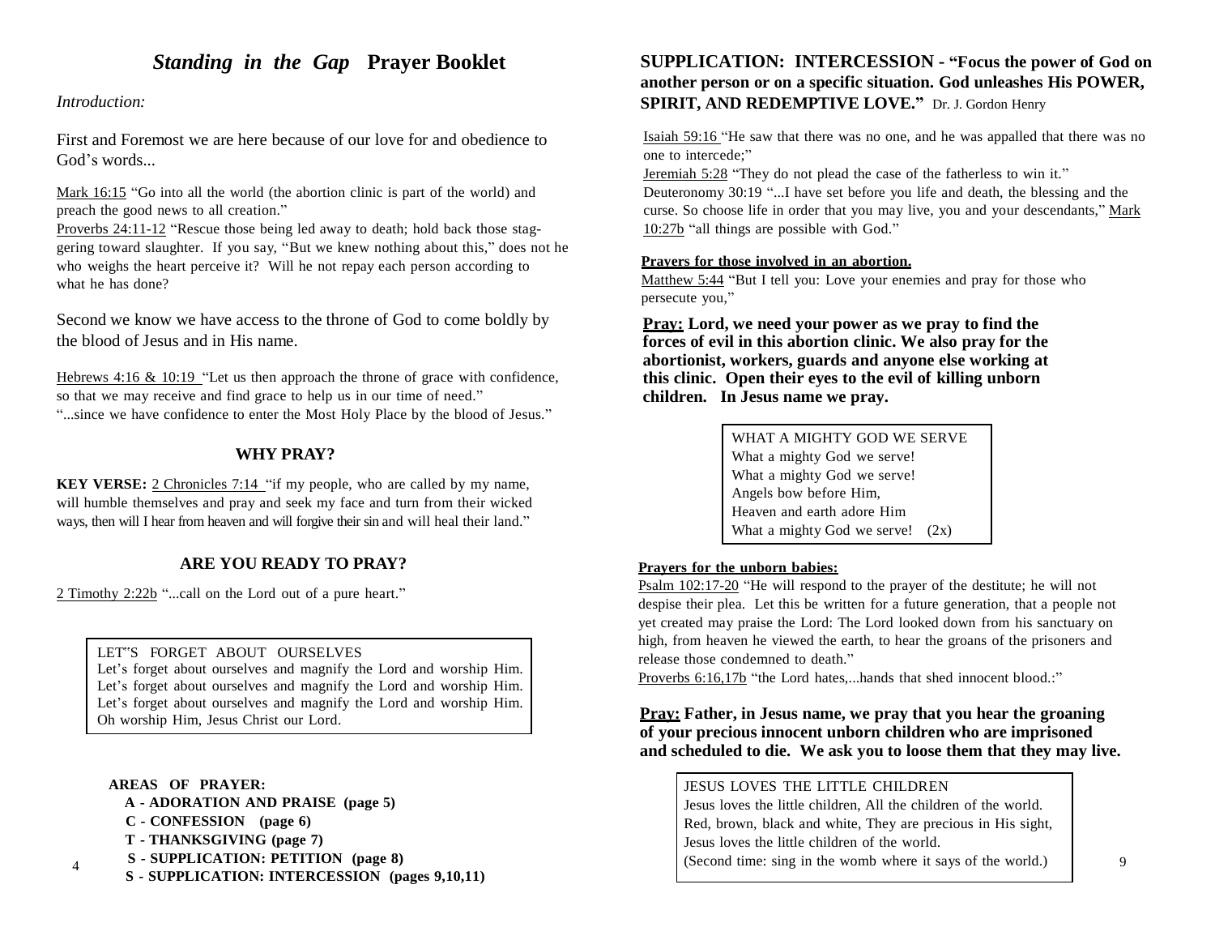# *Standing in the Gap* Prayer Booklet

*Introduction:*

First and Foremost we are here because of our love for and obedience to God's words...

Mark 16:15 "Go into all the world (the abortion clinic is part of the world) and preach the good news to all creation."
Proverbs 24:11-12 "Rescue those being led away to death; hold back those staggering toward slaughter. If you say, "But we knew nothing about this," does not he who weighs the heart perceive it? Will he not repay each person according to what he has done?

Second we know we have access to the throne of God to come boldly by the blood of Jesus and in His name.

Hebrews 4:16 & 10:19 "Let us then approach the throne of grace with confidence, so that we may receive and find grace to help us in our time of need."
"...since we have confidence to enter the Most Holy Place by the blood of Jesus."

## WHY PRAY?

**KEY VERSE:** 2 Chronicles 7:14 "if my people, who are called by my name, will humble themselves and pray and seek my face and turn from their wicked ways, then will I hear from heaven and will forgive their sin and will heal their land."

## ARE YOU READY TO PRAY?

2 Timothy 2:22b "...call on the Lord out of a pure heart."

LET"S FORGET ABOUT OURSELVES
Let's forget about ourselves and magnify the Lord and worship Him.
Let's forget about ourselves and magnify the Lord and worship Him.
Let's forget about ourselves and magnify the Lord and worship Him.
Oh worship Him, Jesus Christ our Lord.

**AREAS OF PRAYER:**
- **A - ADORATION AND PRAISE (page 5)**
- **C - CONFESSION (page 6)**
- **T - THANKSGIVING (page 7)**
- **S - SUPPLICATION: PETITION (page 8)**
- **S - SUPPLICATION: INTERCESSION (pages 9,10,11)**

## SUPPLICATION: INTERCESSION - "Focus the power of God on another person or on a specific situation. God unleashes His POWER, SPIRIT, AND REDEMPTIVE LOVE." Dr. J. Gordon Henry

Isaiah 59:16 "He saw that there was no one, and he was appalled that there was no one to intercede;"
Jeremiah 5:28 "They do not plead the case of the fatherless to win it."
Deuteronomy 30:19 "...I have set before you life and death, the blessing and the curse. So choose life in order that you may live, you and your descendants," Mark 10:27b "all things are possible with God."

### Prayers for those involved in an abortion.

Matthew 5:44 "But I tell you: Love your enemies and pray for those who persecute you,"

**Pray: Lord, we need your power as we pray to find the forces of evil in this abortion clinic. We also pray for the abortionist, workers, guards and anyone else working at this clinic. Open their eyes to the evil of killing unborn children. In Jesus name we pray.**

WHAT A MIGHTY GOD WE SERVE
What a mighty God we serve!
What a mighty God we serve!
Angels bow before Him,
Heaven and earth adore Him
What a mighty God we serve! (2x)

### Prayers for the unborn babies:

Psalm 102:17-20 "He will respond to the prayer of the destitute; he will not despise their plea. Let this be written for a future generation, that a people not yet created may praise the Lord: The Lord looked down from his sanctuary on high, from heaven he viewed the earth, to hear the groans of the prisoners and release those condemned to death."
Proverbs 6:16,17b "the Lord hates,...hands that shed innocent blood.:"

**Pray: Father, in Jesus name, we pray that you hear the groaning of your precious innocent unborn children who are imprisoned and scheduled to die. We ask you to loose them that they may live.**

JESUS LOVES THE LITTLE CHILDREN
Jesus loves the little children, All the children of the world.
Red, brown, black and white, They are precious in His sight,
Jesus loves the little children of the world.
(Second time: sing in the womb where it says of the world.)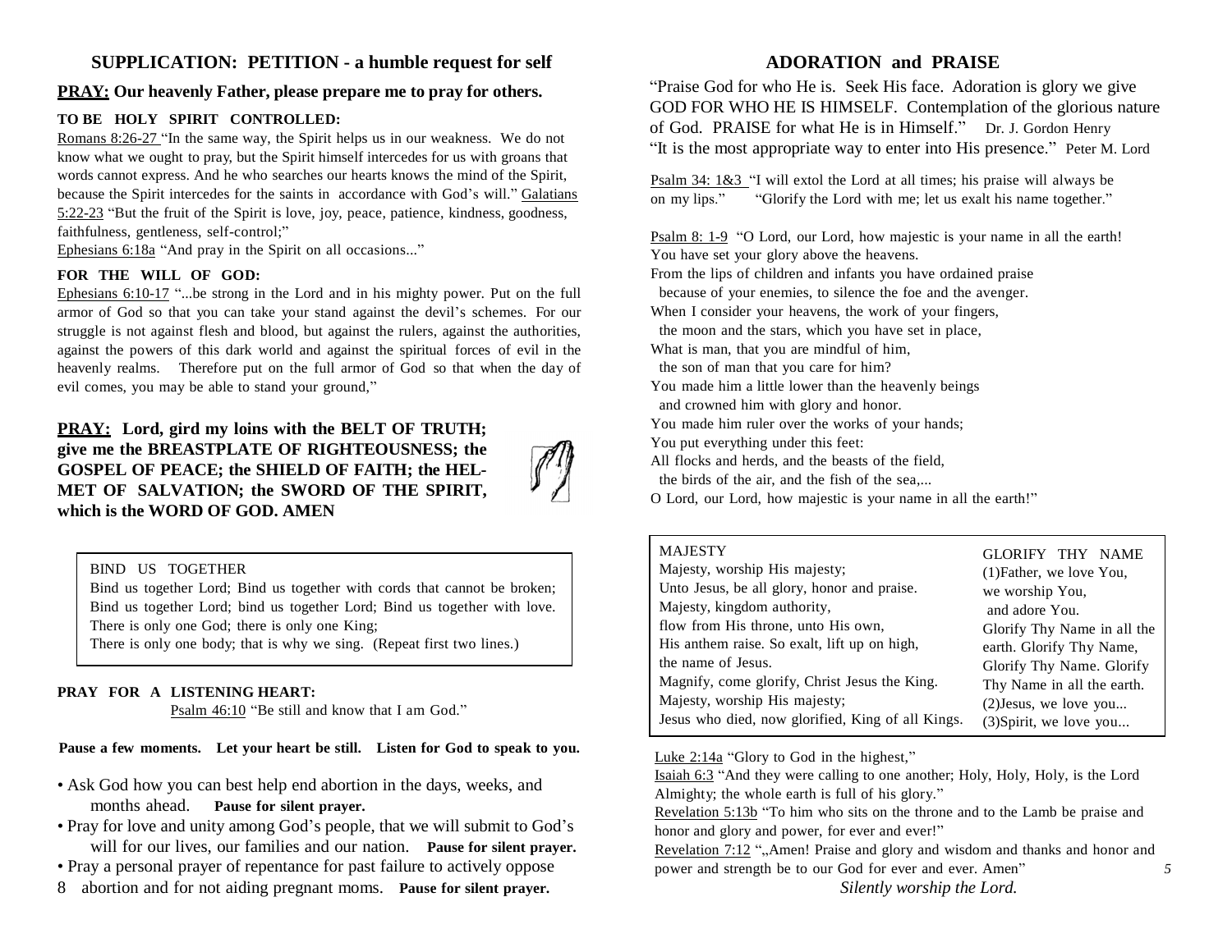## SUPPLICATION: PETITION - a humble request for self

**PRAY: Our heavenly Father, please prepare me to pray for others.**

**TO BE HOLY SPIRIT CONTROLLED:**

Romans 8:26-27 "In the same way, the Spirit helps us in our weakness. We do not know what we ought to pray, but the Spirit himself intercedes for us with groans that words cannot express. And he who searches our hearts knows the mind of the Spirit, because the Spirit intercedes for the saints in accordance with God's will." Galatians 5:22-23 "But the fruit of the Spirit is love, joy, peace, patience, kindness, goodness, faithfulness, gentleness, self-control;"

Ephesians 6:18a "And pray in the Spirit on all occasions..."

**FOR THE WILL OF GOD:**

Ephesians 6:10-17 "...be strong in the Lord and in his mighty power. Put on the full armor of God so that you can take your stand against the devil's schemes. For our struggle is not against flesh and blood, but against the rulers, against the authorities, against the powers of this dark world and against the spiritual forces of evil in the heavenly realms. Therefore put on the full armor of God so that when the day of evil comes, you may be able to stand your ground,"

**PRAY: Lord, gird my loins with the BELT OF TRUTH; give me the BREASTPLATE OF RIGHTEOUSNESS; the GOSPEL OF PEACE; the SHIELD OF FAITH; the HELMET OF SALVATION; the SWORD OF THE SPIRIT, which is the WORD OF GOD. AMEN**

> BIND US TOGETHER
>
> Bind us together Lord; Bind us together with cords that cannot be broken;
> Bind us together Lord; bind us together Lord; Bind us together with love.
> There is only one God; there is only one King;
> There is only one body; that is why we sing. (Repeat first two lines.)

**PRAY FOR A LISTENING HEART:**

Psalm 46:10 "Be still and know that I am God."

**Pause a few moments. Let your heart be still. Listen for God to speak to you.**

- Ask God how you can best help end abortion in the days, weeks, and months ahead. **Pause for silent prayer.**
- Pray for love and unity among God's people, that we will submit to God's will for our lives, our families and our nation. **Pause for silent prayer.**
- Pray a personal prayer of repentance for past failure to actively oppose abortion and for not aiding pregnant moms. **Pause for silent prayer.**

## ADORATION and PRAISE

"Praise God for who He is. Seek His face. Adoration is glory we give GOD FOR WHO HE IS HIMSELF. Contemplation of the glorious nature of God. PRAISE for what He is in Himself." Dr. J. Gordon Henry
"It is the most appropriate way to enter into His presence." Peter M. Lord

Psalm 34: 1&3 "I will extol the Lord at all times; his praise will always be on my lips." "Glorify the Lord with me; let us exalt his name together."

Psalm 8: 1-9 "O Lord, our Lord, how majestic is your name in all the earth!
You have set your glory above the heavens.
From the lips of children and infants you have ordained praise
because of your enemies, to silence the foe and the avenger.
When I consider your heavens, the work of your fingers,
the moon and the stars, which you have set in place,
What is man, that you are mindful of him,
the son of man that you care for him?
You made him a little lower than the heavenly beings
and crowned him with glory and honor.
You made him ruler over the works of your hands;
You put everything under this feet:
All flocks and herds, and the beasts of the field,
the birds of the air, and the fish of the sea,...
O Lord, our Lord, how majestic is your name in all the earth!"

> MAJESTY
>
> Majesty, worship His majesty;
> Unto Jesus, be all glory, honor and praise.
> Majesty, kingdom authority,
> flow from His throne, unto His own,
> His anthem raise. So exalt, lift up on high,
> the name of Jesus.
> Magnify, come glorify, Christ Jesus the King.
> Majesty, worship His majesty;
> Jesus who died, now glorified, King of all Kings.

> GLORIFY THY NAME
>
> (1)Father, we love You,
> we worship You,
> and adore You.
> Glorify Thy Name in all the earth. Glorify Thy Name,
> Glorify Thy Name. Glorify Thy Name in all the earth.
> (2)Jesus, we love you...
> (3)Spirit, we love you...

Luke 2:14a "Glory to God in the highest,"
Isaiah 6:3 "And they were calling to one another; Holy, Holy, Holy, is the Lord Almighty; the whole earth is full of his glory."
Revelation 5:13b "To him who sits on the throne and to the Lamb be praise and honor and glory and power, for ever and ever!"
Revelation 7:12 ",,Amen! Praise and glory and wisdom and thanks and honor and power and strength be to our God for ever and ever. Amen"

*Silently worship the Lord.*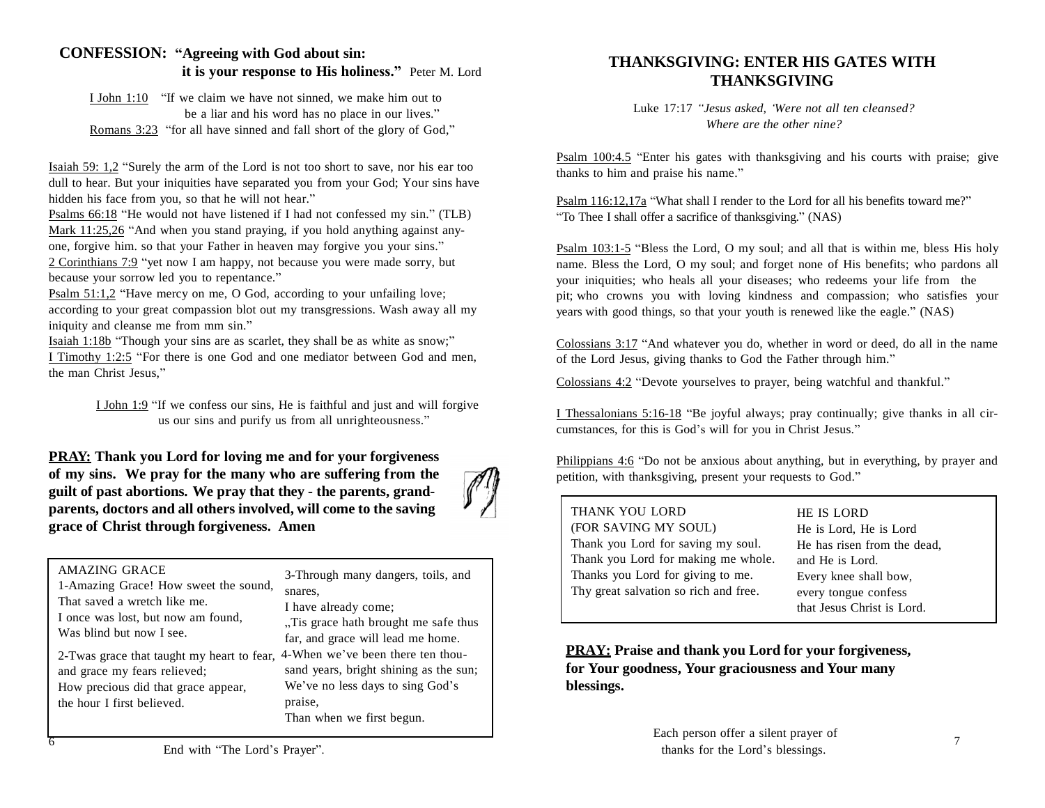## CONFESSION: "Agreeing with God about sin: it is your response to His holiness." Peter M. Lord

I John 1:10 "If we claim we have not sinned, we make him out to be a liar and his word has no place in our lives."
Romans 3:23 "for all have sinned and fall short of the glory of God,"

Isaiah 59: 1,2 "Surely the arm of the Lord is not too short to save, nor his ear too dull to hear. But your iniquities have separated you from your God; Your sins have hidden his face from you, so that he will not hear."
Psalms 66:18 "He would not have listened if I had not confessed my sin." (TLB)
Mark 11:25,26 "And when you stand praying, if you hold anything against anyone, forgive him. so that your Father in heaven may forgive you your sins."
2 Corinthians 7:9 "yet now I am happy, not because you were made sorry, but because your sorrow led you to repentance."
Psalm 51:1,2 "Have mercy on me, O God, according to your unfailing love; according to your great compassion blot out my transgressions. Wash away all my iniquity and cleanse me from mm sin."
Isaiah 1:18b "Though your sins are as scarlet, they shall be as white as snow;"
I Timothy 1:2:5 "For there is one God and one mediator between God and men, the man Christ Jesus,"

I John 1:9 "If we confess our sins, He is faithful and just and will forgive us our sins and purify us from all unrighteousness."

**PRAY: Thank you Lord for loving me and for your forgiveness of my sins. We pray for the many who are suffering from the guilt of past abortions. We pray that they - the parents, grandparents, doctors and all others involved, will come to the saving grace of Christ through forgiveness. Amen**

AMAZING GRACE

1-Amazing Grace! How sweet the sound,
That saved a wretch like me.
I once was lost, but now am found,
Was blind but now I see.

2-Twas grace that taught my heart to fear,
and grace my fears relieved;
How precious did that grace appear,
the hour I first believed.

3-Through many dangers, toils, and snares,
I have already come;
„Tis grace hath brought me safe thus far, and grace will lead me home.

4-When we've been there ten thousand years, bright shining as the sun;
We've no less days to sing God's praise,
Than when we first begun.

End with "The Lord's Prayer".

## THANKSGIVING: ENTER HIS GATES WITH THANKSGIVING

Luke 17:17 *"Jesus asked, 'Were not all ten cleansed? Where are the other nine?*

Psalm 100:4.5 "Enter his gates with thanksgiving and his courts with praise; give thanks to him and praise his name."

Psalm 116:12,17a "What shall I render to the Lord for all his benefits toward me?" "To Thee I shall offer a sacrifice of thanksgiving." (NAS)

Psalm 103:1-5 "Bless the Lord, O my soul; and all that is within me, bless His holy name. Bless the Lord, O my soul; and forget none of His benefits; who pardons all your iniquities; who heals all your diseases; who redeems your life from the pit; who crowns you with loving kindness and compassion; who satisfies your years with good things, so that your youth is renewed like the eagle." (NAS)

Colossians 3:17 "And whatever you do, whether in word or deed, do all in the name of the Lord Jesus, giving thanks to God the Father through him."

Colossians 4:2 "Devote yourselves to prayer, being watchful and thankful."

I Thessalonians 5:16-18 "Be joyful always; pray continually; give thanks in all circumstances, for this is God's will for you in Christ Jesus."

Philippians 4:6 "Do not be anxious about anything, but in everything, by prayer and petition, with thanksgiving, present your requests to God."

THANK YOU LORD
(FOR SAVING MY SOUL)
Thank you Lord for saving my soul.
Thank you Lord for making me whole.
Thanks you Lord for giving to me.
Thy great salvation so rich and free.

HE IS LORD
He is Lord, He is Lord
He has risen from the dead,
and He is Lord.
Every knee shall bow,
every tongue confess
that Jesus Christ is Lord.

**PRAY: Praise and thank you Lord for your forgiveness, for Your goodness, Your graciousness and Your many blessings.**

Each person offer a silent prayer of thanks for the Lord's blessings.